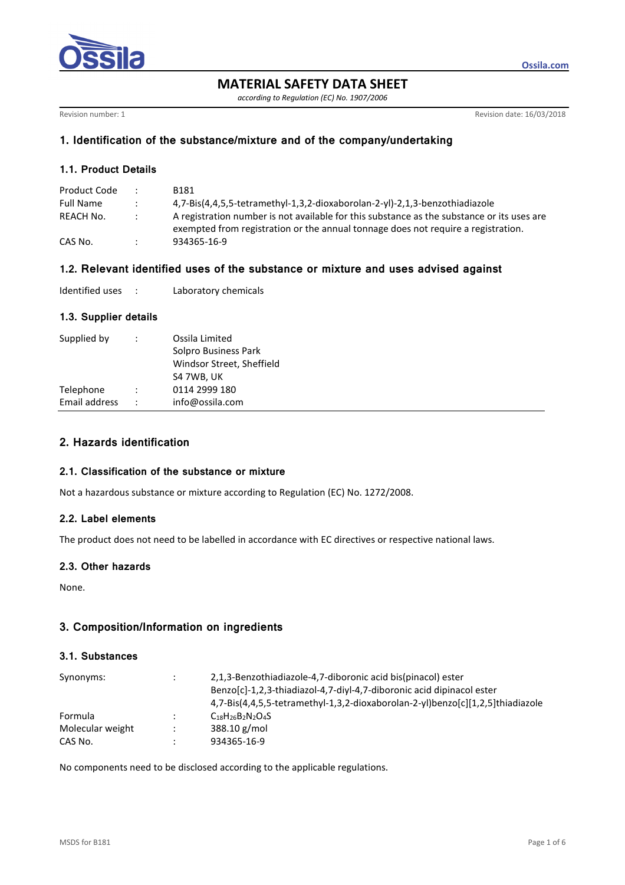# MATERIAL SAFETY DATA SHEET

*according to Regulation (EC) No. 1907/2006*

Revision number: 1 Revision date: 16/03/2018

## 1. Identification of the substance/mixture and of the company/undertaking

### 1.1. Product Details

| | | |
|---|---|---|
| Product Code | : | B181 |
| Full Name | : | 4,7-Bis(4,4,5,5-tetramethyl-1,3,2-dioxaborolan-2-yl)-2,1,3-benzothiadiazole |
| REACH No. | : | A registration number is not available for this substance as the substance or its uses are exempted from registration or the annual tonnage does not require a registration. |
| CAS No. | : | 934365-16-9 |

### 1.2. Relevant identified uses of the substance or mixture and uses advised against

| | | |
|---|---|---|
| Identified uses | : | Laboratory chemicals |

### 1.3. Supplier details

| | | |
|---|---|---|
| Supplied by | : | Ossila Limited<br>Solpro Business Park<br>Windsor Street, Sheffield<br>S4 7WB, UK |
| Telephone | : | 0114 2999 180 |
| Email address | : | info@ossila.com |

## 2. Hazards identification

### 2.1. Classification of the substance or mixture

Not a hazardous substance or mixture according to Regulation (EC) No. 1272/2008.

### 2.2. Label elements

The product does not need to be labelled in accordance with EC directives or respective national laws.

### 2.3. Other hazards

None.

## 3. Composition/Information on ingredients

### 3.1. Substances

| | | |
|---|---|---|
| Synonyms: | : | 2,1,3-Benzothiadiazole-4,7-diboronic acid bis(pinacol) ester<br>Benzo[c]-1,2,3-thiadiazol-4,7-diyl-4,7-diboronic acid dipinacol ester<br>4,7-Bis(4,4,5,5-tetramethyl-1,3,2-dioxaborolan-2-yl)benzo[c][1,2,5]thiadiazole |
| Formula | : | $C_{18}H_{26}B_2N_2O_4S$ |
| Molecular weight | : | 388.10 g/mol |
| CAS No. | : | 934365-16-9 |

No components need to be disclosed according to the applicable regulations.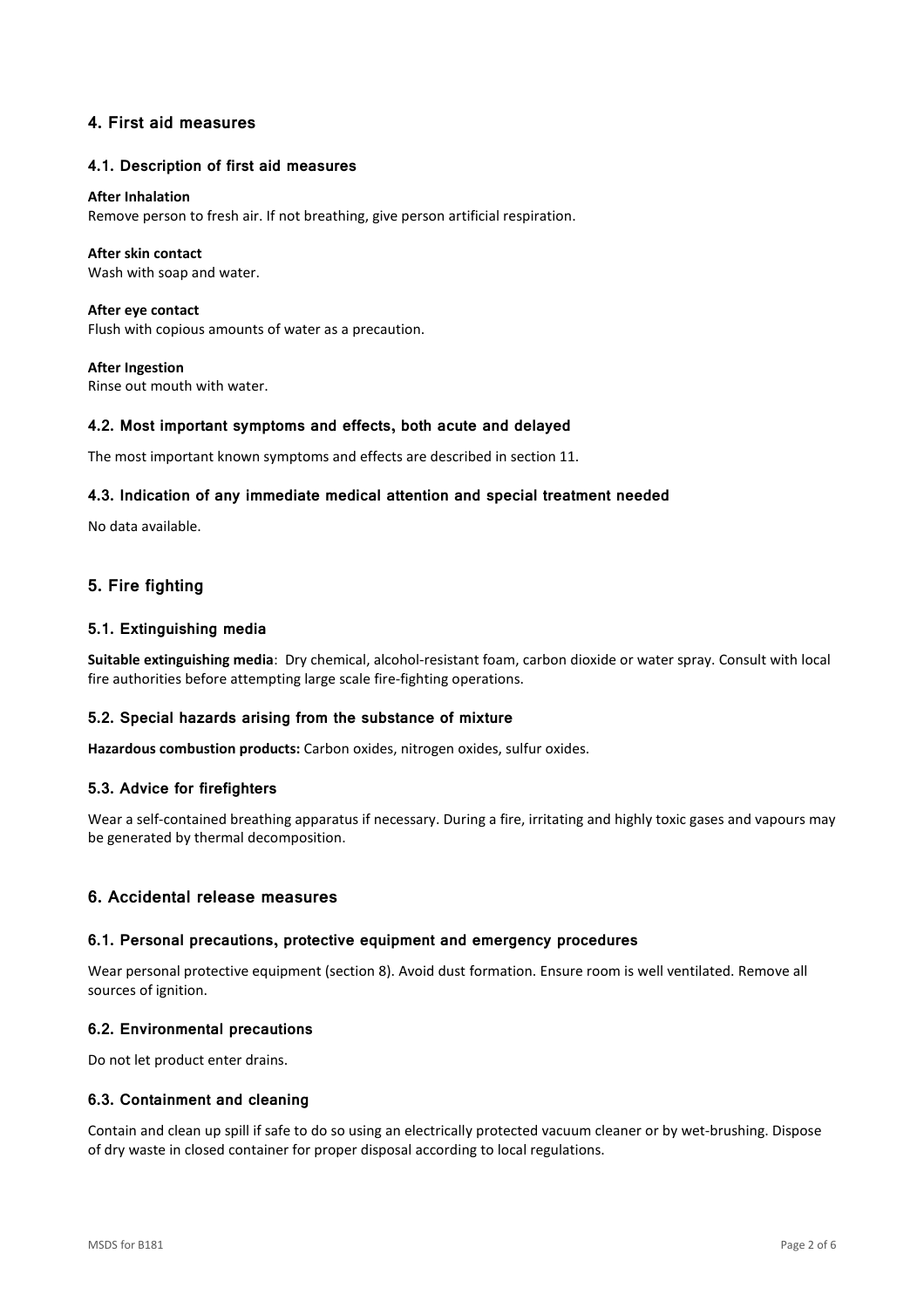## 4. First aid measures

### 4.1. Description of first aid measures

**After Inhalation**
Remove person to fresh air. If not breathing, give person artificial respiration.

**After skin contact**
Wash with soap and water.

**After eye contact**
Flush with copious amounts of water as a precaution.

**After Ingestion**
Rinse out mouth with water.

### 4.2. Most important symptoms and effects, both acute and delayed

The most important known symptoms and effects are described in section 11.

### 4.3. Indication of any immediate medical attention and special treatment needed

No data available.

## 5. Fire fighting

### 5.1. Extinguishing media

**Suitable extinguishing media**: Dry chemical, alcohol-resistant foam, carbon dioxide or water spray. Consult with local fire authorities before attempting large scale fire-fighting operations.

### 5.2. Special hazards arising from the substance of mixture

**Hazardous combustion products:** Carbon oxides, nitrogen oxides, sulfur oxides.

### 5.3. Advice for firefighters

Wear a self-contained breathing apparatus if necessary. During a fire, irritating and highly toxic gases and vapours may be generated by thermal decomposition.

## 6. Accidental release measures

### 6.1. Personal precautions, protective equipment and emergency procedures

Wear personal protective equipment (section 8). Avoid dust formation. Ensure room is well ventilated. Remove all sources of ignition.

### 6.2. Environmental precautions

Do not let product enter drains.

### 6.3. Containment and cleaning

Contain and clean up spill if safe to do so using an electrically protected vacuum cleaner or by wet-brushing. Dispose of dry waste in closed container for proper disposal according to local regulations.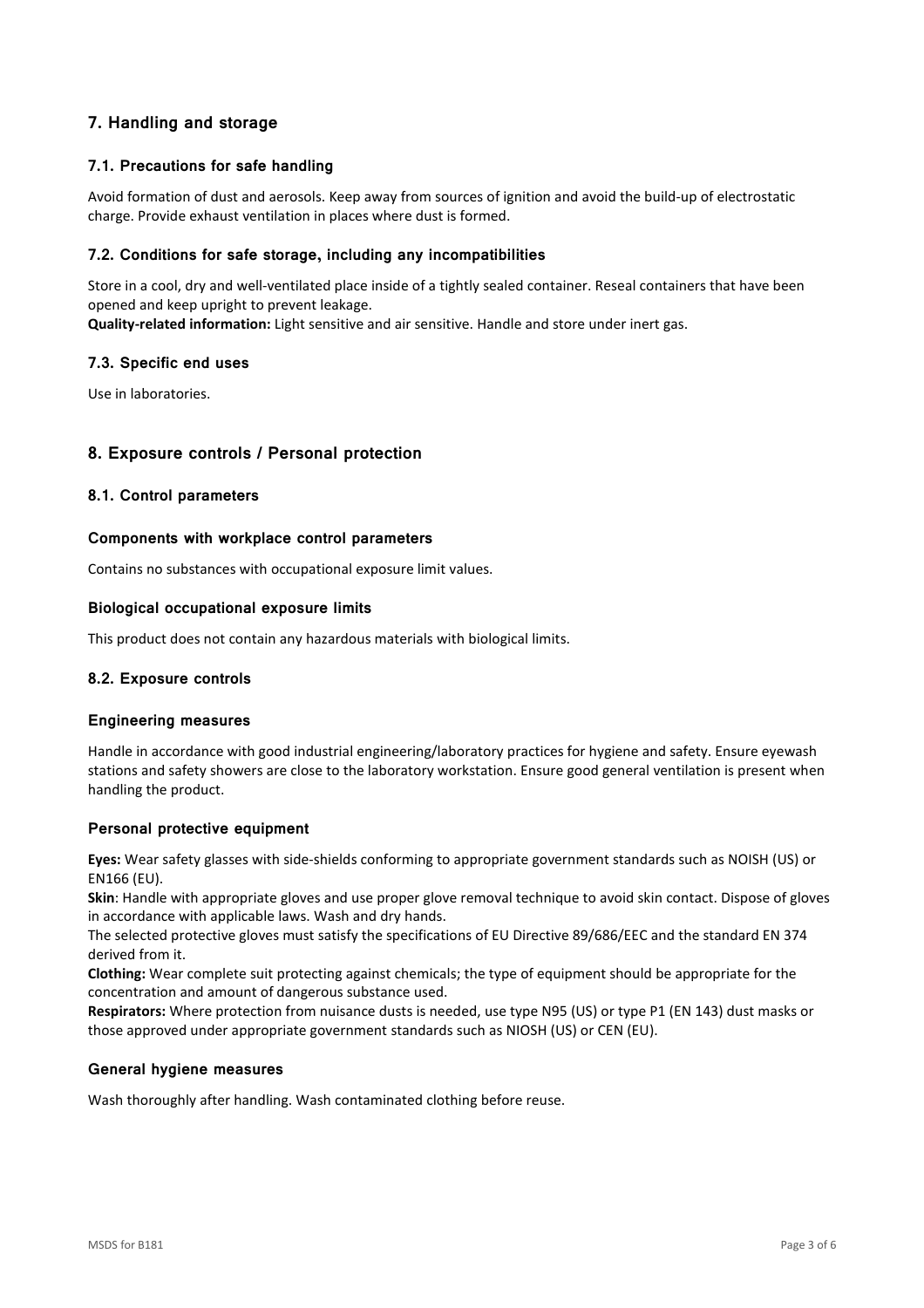## 7. Handling and storage

### 7.1. Precautions for safe handling

Avoid formation of dust and aerosols. Keep away from sources of ignition and avoid the build-up of electrostatic charge. Provide exhaust ventilation in places where dust is formed.

### 7.2. Conditions for safe storage, including any incompatibilities

Store in a cool, dry and well-ventilated place inside of a tightly sealed container. Reseal containers that have been opened and keep upright to prevent leakage.

**Quality-related information:** Light sensitive and air sensitive. Handle and store under inert gas.

### 7.3. Specific end uses

Use in laboratories.

## 8. Exposure controls / Personal protection

### 8.1. Control parameters

#### Components with workplace control parameters

Contains no substances with occupational exposure limit values.

#### Biological occupational exposure limits

This product does not contain any hazardous materials with biological limits.

### 8.2. Exposure controls

#### Engineering measures

Handle in accordance with good industrial engineering/laboratory practices for hygiene and safety. Ensure eyewash stations and safety showers are close to the laboratory workstation. Ensure good general ventilation is present when handling the product.

#### Personal protective equipment

**Eyes:** Wear safety glasses with side-shields conforming to appropriate government standards such as NOISH (US) or EN166 (EU).

**Skin**: Handle with appropriate gloves and use proper glove removal technique to avoid skin contact. Dispose of gloves in accordance with applicable laws. Wash and dry hands.

The selected protective gloves must satisfy the specifications of EU Directive 89/686/EEC and the standard EN 374 derived from it.

**Clothing:** Wear complete suit protecting against chemicals; the type of equipment should be appropriate for the concentration and amount of dangerous substance used.

**Respirators:** Where protection from nuisance dusts is needed, use type N95 (US) or type P1 (EN 143) dust masks or those approved under appropriate government standards such as NIOSH (US) or CEN (EU).

#### General hygiene measures

Wash thoroughly after handling. Wash contaminated clothing before reuse.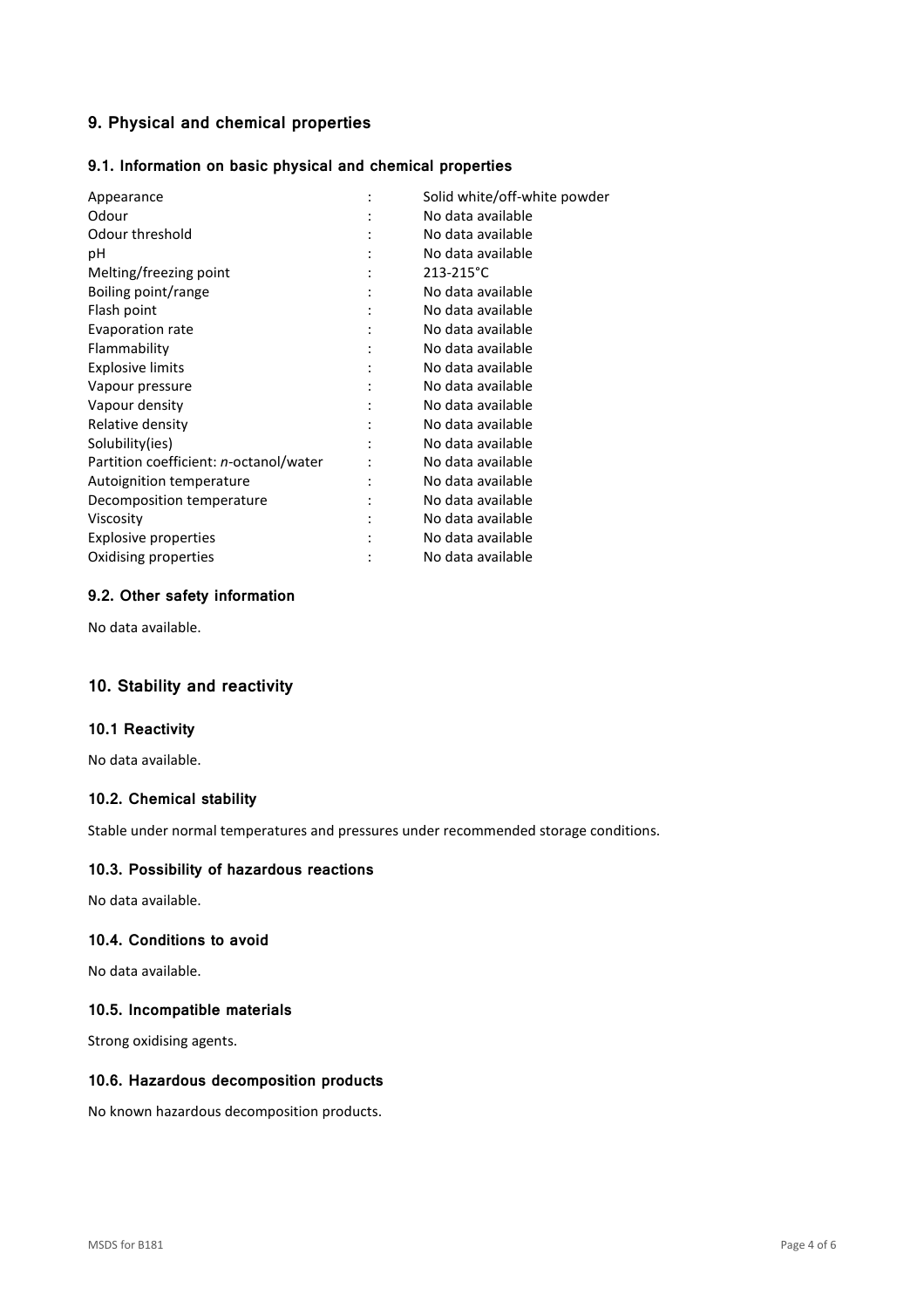## 9. Physical and chemical properties

### 9.1. Information on basic physical and chemical properties

| Property | | Value |
|---|---|---|
| Appearance | : | Solid white/off-white powder |
| Odour | : | No data available |
| Odour threshold | : | No data available |
| pH | : | No data available |
| Melting/freezing point | : | 213-215°C |
| Boiling point/range | : | No data available |
| Flash point | : | No data available |
| Evaporation rate | : | No data available |
| Flammability | : | No data available |
| Explosive limits | : | No data available |
| Vapour pressure | : | No data available |
| Vapour density | : | No data available |
| Relative density | : | No data available |
| Solubility(ies) | : | No data available |
| Partition coefficient: *n*-octanol/water | : | No data available |
| Autoignition temperature | : | No data available |
| Decomposition temperature | : | No data available |
| Viscosity | : | No data available |
| Explosive properties | : | No data available |
| Oxidising properties | : | No data available |

### 9.2. Other safety information

No data available.

## 10. Stability and reactivity

### 10.1 Reactivity

No data available.

### 10.2. Chemical stability

Stable under normal temperatures and pressures under recommended storage conditions.

### 10.3. Possibility of hazardous reactions

No data available.

### 10.4. Conditions to avoid

No data available.

### 10.5. Incompatible materials

Strong oxidising agents.

### 10.6. Hazardous decomposition products

No known hazardous decomposition products.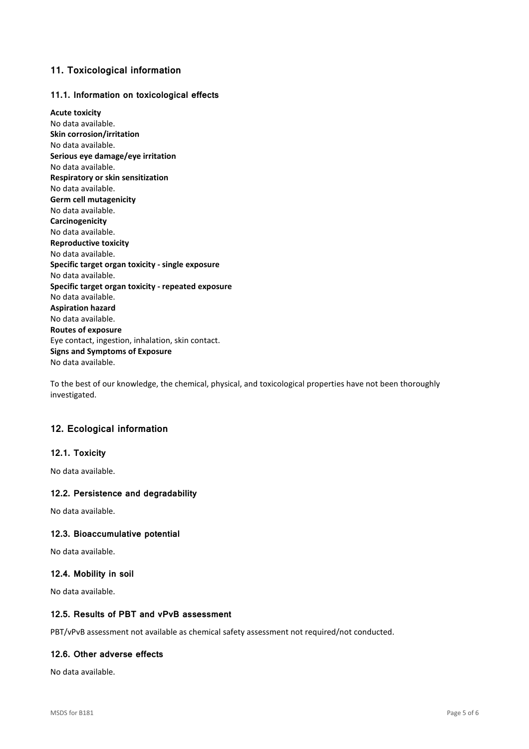## 11. Toxicological information

### 11.1. Information on toxicological effects

**Acute toxicity**
No data available.
**Skin corrosion/irritation**
No data available.
**Serious eye damage/eye irritation**
No data available.
**Respiratory or skin sensitization**
No data available.
**Germ cell mutagenicity**
No data available.
**Carcinogenicity**
No data available.
**Reproductive toxicity**
No data available.
**Specific target organ toxicity - single exposure**
No data available.
**Specific target organ toxicity - repeated exposure**
No data available.
**Aspiration hazard**
No data available.
**Routes of exposure**
Eye contact, ingestion, inhalation, skin contact.
**Signs and Symptoms of Exposure**
No data available.

To the best of our knowledge, the chemical, physical, and toxicological properties have not been thoroughly investigated.

## 12. Ecological information

### 12.1. Toxicity

No data available.

### 12.2. Persistence and degradability

No data available.

### 12.3. Bioaccumulative potential

No data available.

### 12.4. Mobility in soil

No data available.

### 12.5. Results of PBT and vPvB assessment

PBT/vPvB assessment not available as chemical safety assessment not required/not conducted.

### 12.6. Other adverse effects

No data available.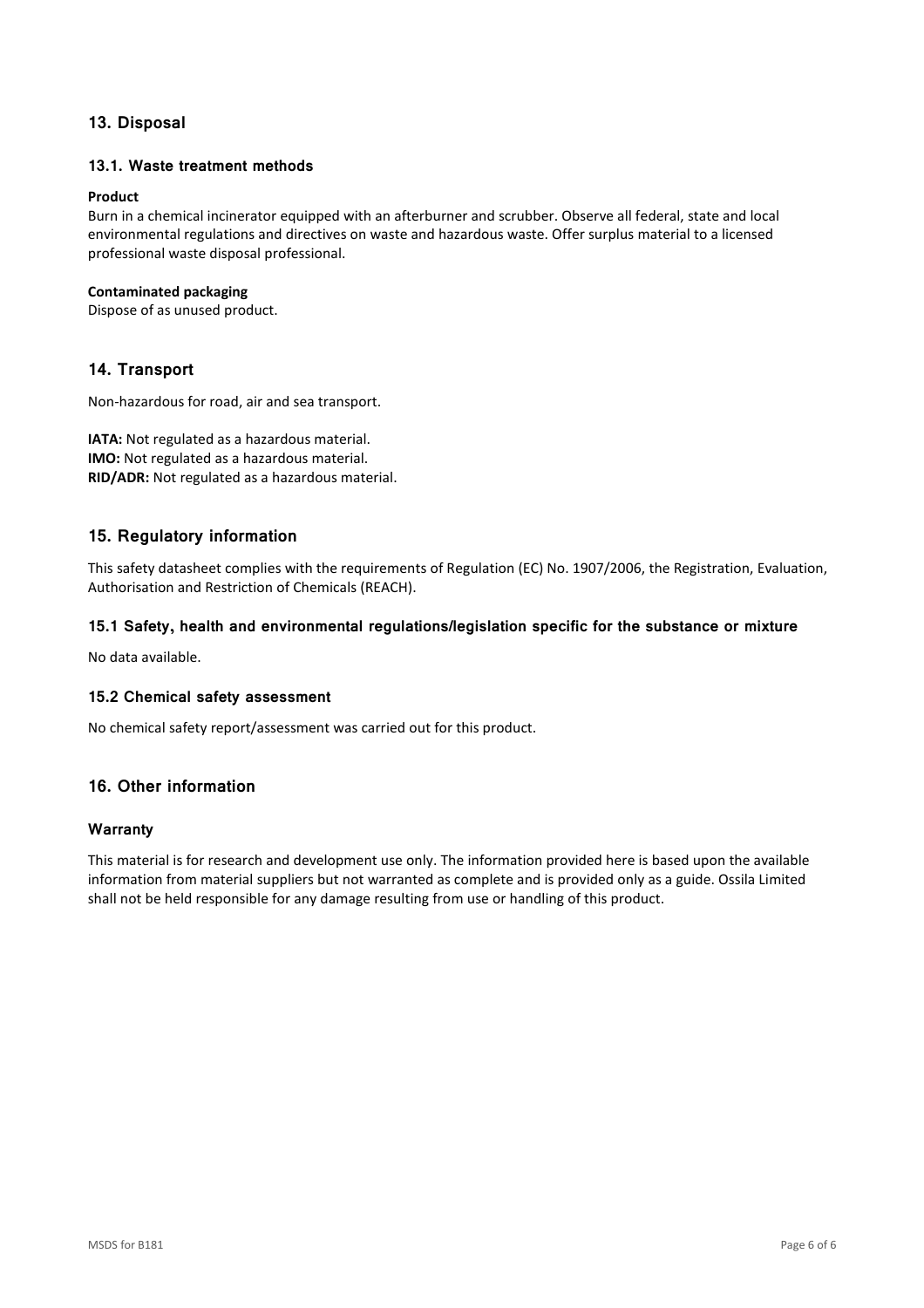## 13. Disposal

### 13.1. Waste treatment methods

**Product**

Burn in a chemical incinerator equipped with an afterburner and scrubber. Observe all federal, state and local environmental regulations and directives on waste and hazardous waste. Offer surplus material to a licensed professional waste disposal professional.

**Contaminated packaging**

Dispose of as unused product.

## 14. Transport

Non-hazardous for road, air and sea transport.

**IATA:** Not regulated as a hazardous material.
**IMO:** Not regulated as a hazardous material.
**RID/ADR:** Not regulated as a hazardous material.

## 15. Regulatory information

This safety datasheet complies with the requirements of Regulation (EC) No. 1907/2006, the Registration, Evaluation, Authorisation and Restriction of Chemicals (REACH).

### 15.1 Safety, health and environmental regulations/legislation specific for the substance or mixture

No data available.

### 15.2 Chemical safety assessment

No chemical safety report/assessment was carried out for this product.

## 16. Other information

### Warranty

This material is for research and development use only. The information provided here is based upon the available information from material suppliers but not warranted as complete and is provided only as a guide. Ossila Limited shall not be held responsible for any damage resulting from use or handling of this product.